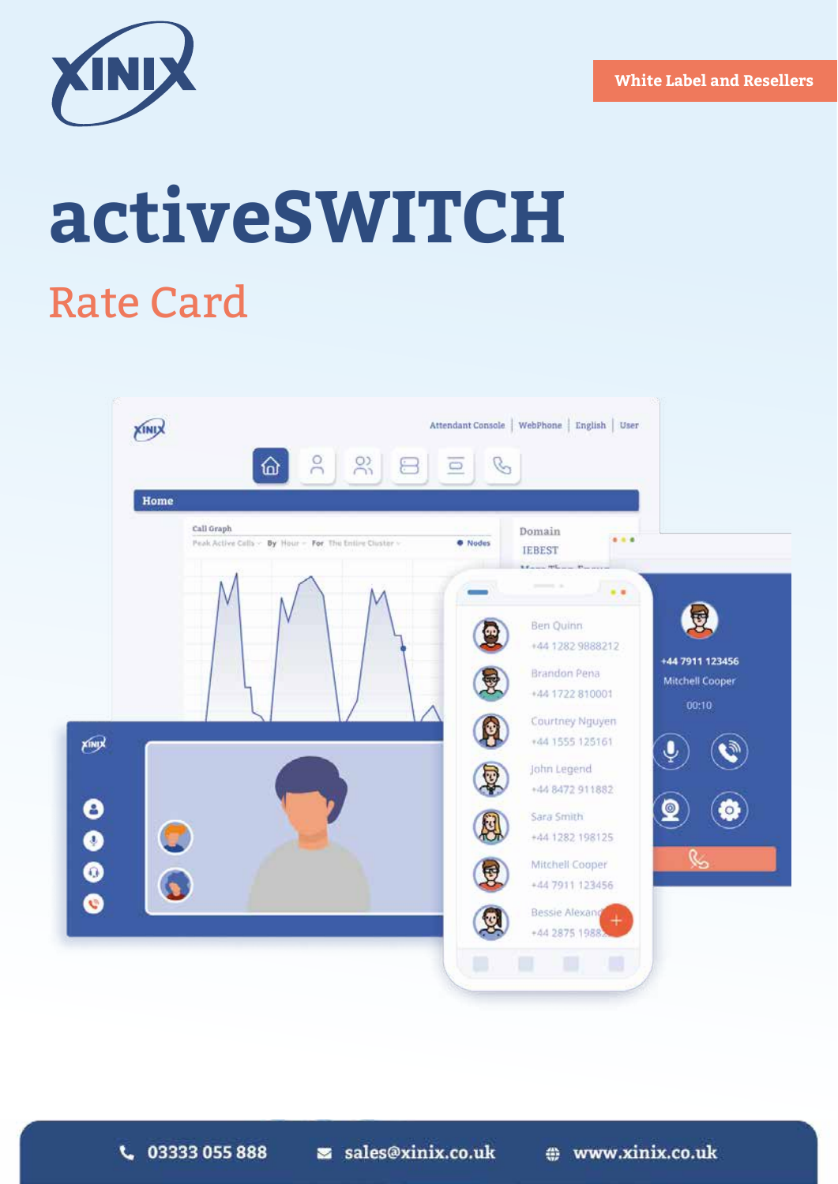White Label and Resellers

# activeSWITCH

## Rate Card

03333 055 888 | sales@xinix.co.uk | www.xinix.co.uk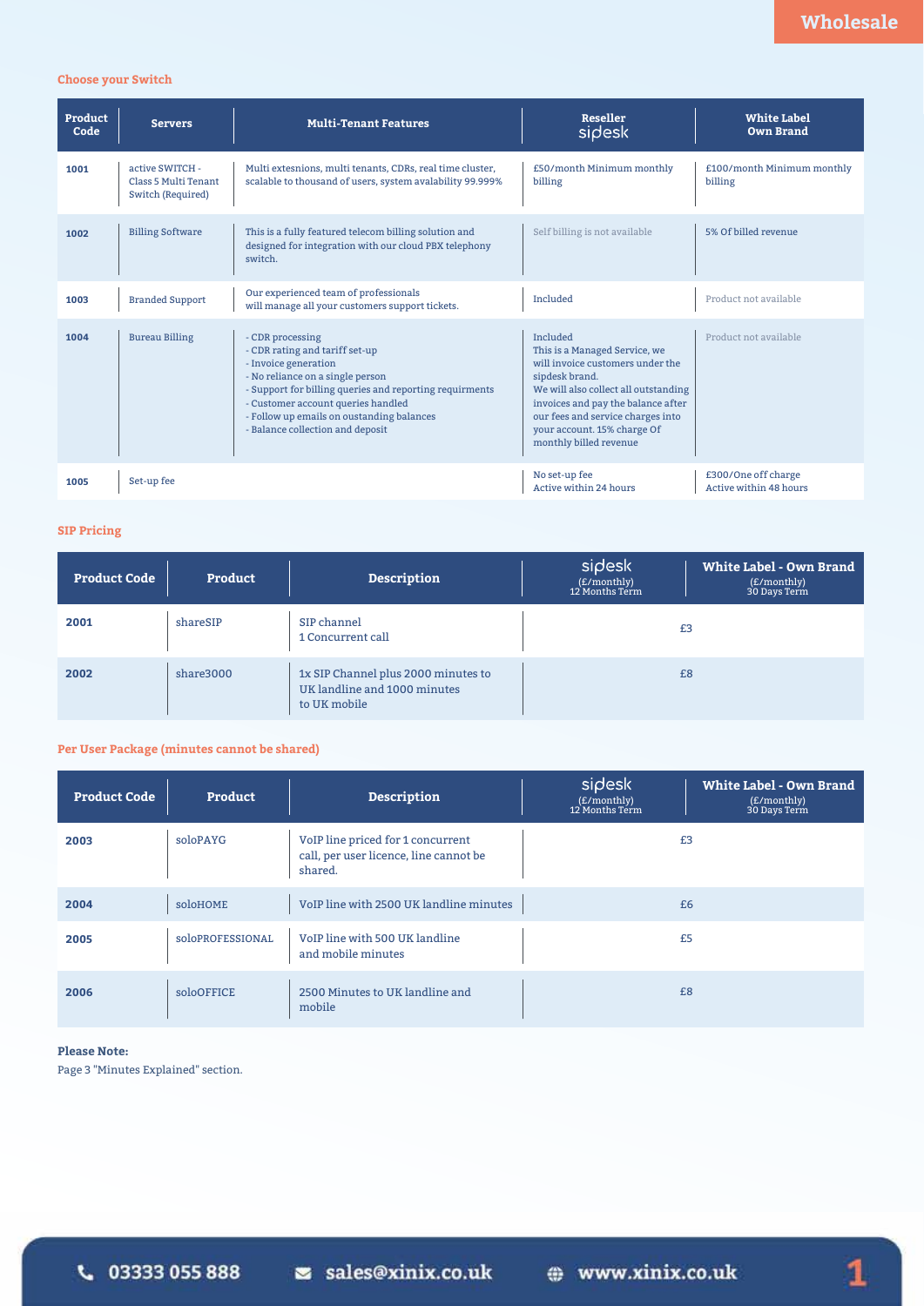Wholesale

## Choose your Switch

| Product Code | Servers | Multi-Tenant Features | Reseller sipdesk | White Label Own Brand |
|---|---|---|---|---|
| 1001 | active SWITCH - Class 5 Multi Tenant Switch (Required) | Multi extesnions, multi tenants, CDRs, real time cluster, scalable to thousand of users, system avalability 99.999% | £50/month Minimum monthly billing | £100/month Minimum monthly billing |
| 1002 | Billing Software | This is a fully featured telecom billing solution and designed for integration with our cloud PBX telephony switch. | Self billing is not available | 5% Of billed revenue |
| 1003 | Branded Support | Our experienced team of professionals will manage all your customers support tickets. | Included | Product not available |
| 1004 | Bureau Billing | - CDR processing<br>- CDR rating and tariff set-up<br>- Invoice generation<br>- No reliance on a single person<br>- Support for billing queries and reporting requirments<br>- Customer account queries handled<br>- Follow up emails on oustanding balances<br>- Balance collection and deposit | Included<br>This is a Managed Service, we will invoice customers under the sipdesk brand.<br>We will also collect all outstanding invoices and pay the balance after our fees and service charges into your account. 15% charge Of monthly billed revenue | Product not available |
| 1005 | Set-up fee | | No set-up fee<br>Active within 24 hours | £300/One off charge<br>Active within 48 hours |

## SIP Pricing

| Product Code | Product | Description | sipdesk (£/monthly) 12 Months Term | White Label - Own Brand (£/monthly) 30 Days Term |
|---|---|---|---|---|
| 2001 | shareSIP | SIP channel<br>1 Concurrent call | £3 | |
| 2002 | share3000 | 1x SIP Channel plus 2000 minutes to UK landline and 1000 minutes to UK mobile | £8 | |

## Per User Package (minutes cannot be shared)

| Product Code | Product | Description | sipdesk (£/monthly) 12 Months Term | White Label - Own Brand (£/monthly) 30 Days Term |
|---|---|---|---|---|
| 2003 | soloPAYG | VoIP line priced for 1 concurrent call, per user licence, line cannot be shared. | £3 | |
| 2004 | soloHOME | VoIP line with 2500 UK landline minutes | £6 | |
| 2005 | soloPROFESSIONAL | VoIP line with 500 UK landline and mobile minutes | £5 | |
| 2006 | soloOFFICE | 2500 Minutes to UK landline and mobile | £8 | |

**Please Note:**
Page 3 "Minutes Explained" section.

03333 055 888 sales@xinix.co.uk www.xinix.co.uk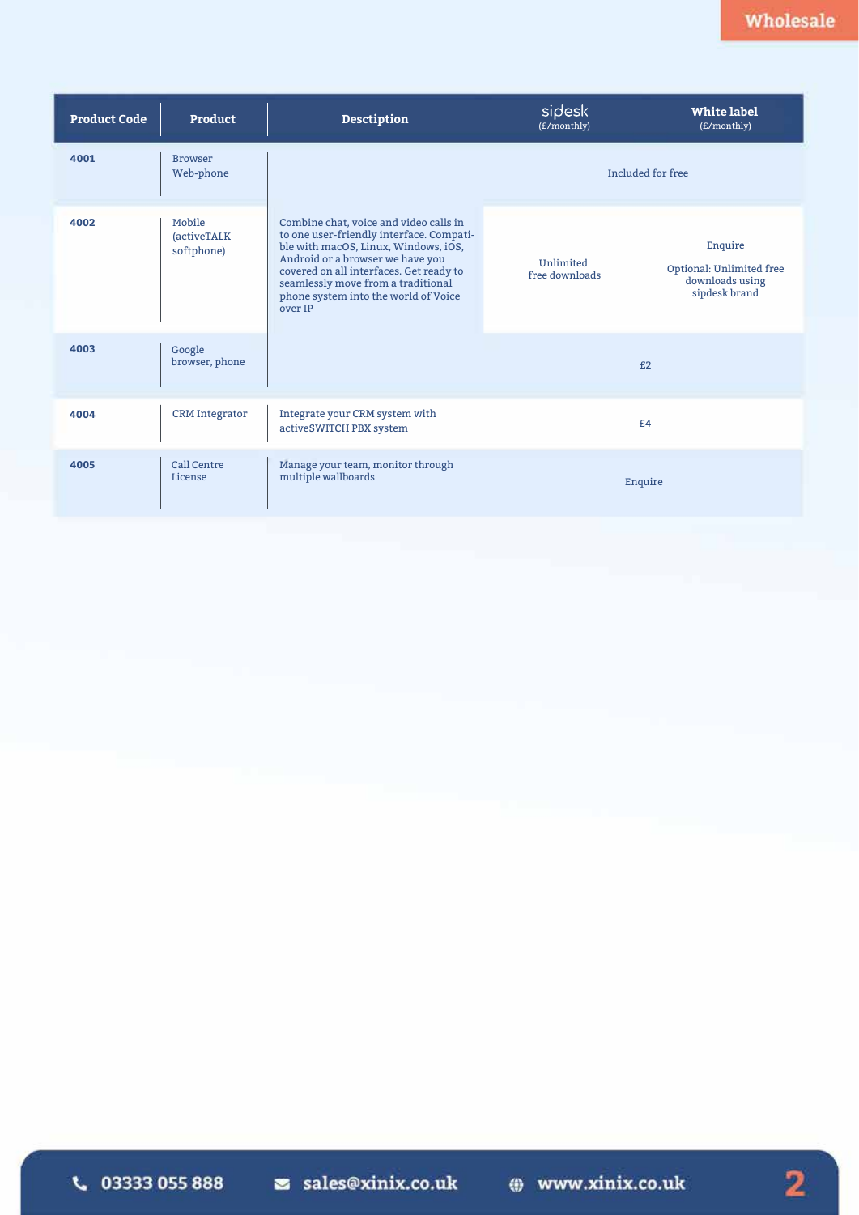| Product Code | Product | Desctiption | sipdesk (£/monthly) | White label (£/monthly) |
|---|---|---|---|---|
| 4001 | Browser Web-phone | Combine chat, voice and video calls in to one user-friendly interface. Compatible with macOS, Linux, Windows, iOS, Android or a browser we have you covered on all interfaces. Get ready to seamlessly move from a traditional phone system into the world of Voice over IP | Included for free | |
| 4002 | Mobile (activeTALK softphone) | | Unlimited free downloads | Enquire<br>Optional: Unlimited free downloads using sipdesk brand |
| 4003 | Google browser, phone | | £2 | |
| 4004 | CRM Integrator | Integrate your CRM system with activeSWITCH PBX system | £4 | |
| 4005 | Call Centre License | Manage your team, monitor through multiple wallboards | Enquire | |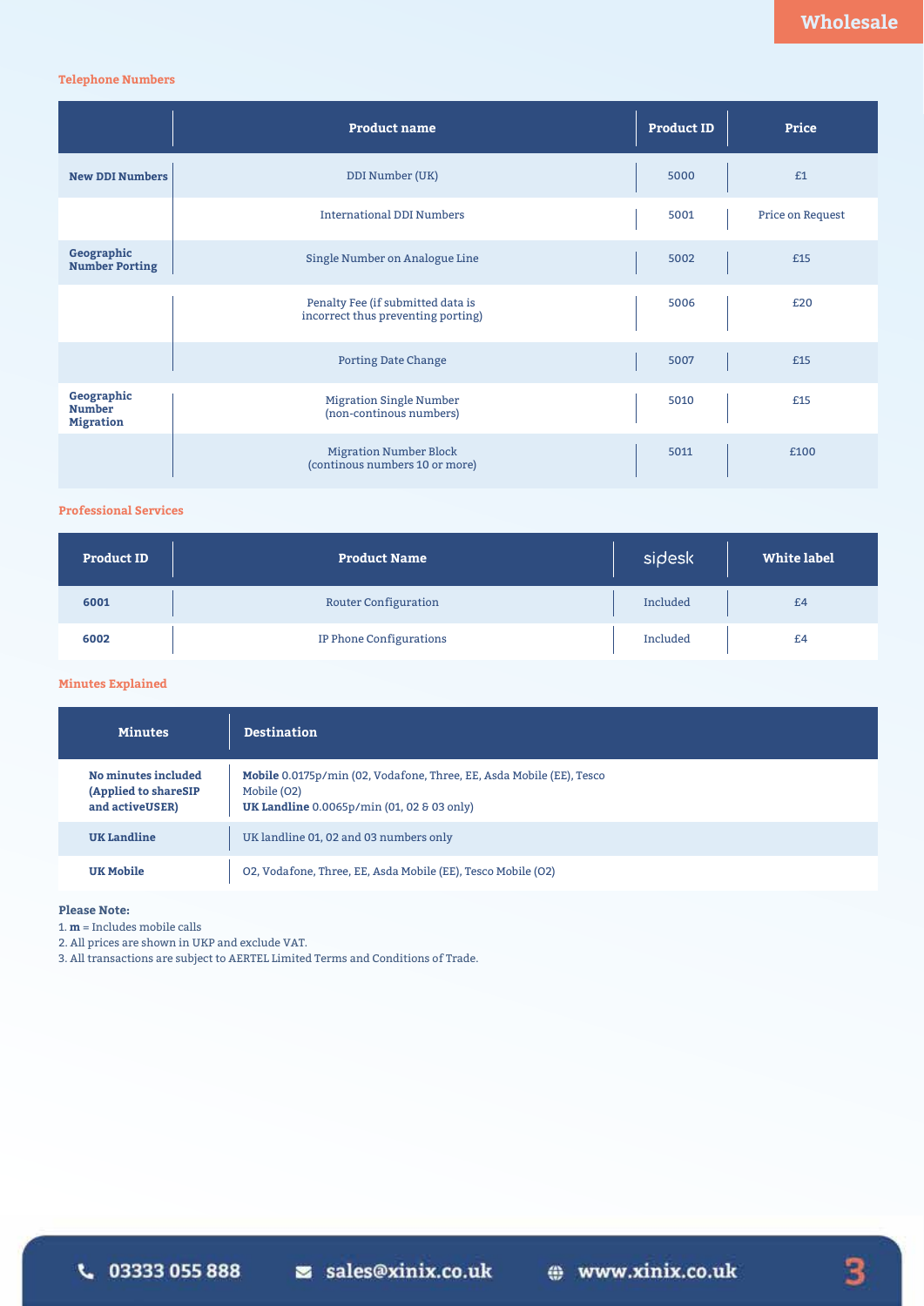Wholesale

## Telephone Numbers

| | Product name | Product ID | Price |
|---|---|---|---|
| **New DDI Numbers** | DDI Number (UK) | 5000 | £1 |
| | International DDI Numbers | 5001 | Price on Request |
| **Geographic Number Porting** | Single Number on Analogue Line | 5002 | £15 |
| | Penalty Fee (if submitted data is incorrect thus preventing porting) | 5006 | £20 |
| | Porting Date Change | 5007 | £15 |
| **Geographic Number Migration** | Migration Single Number (non-continous numbers) | 5010 | £15 |
| | Migration Number Block (continous numbers 10 or more) | 5011 | £100 |

## Professional Services

| Product ID | Product Name | sipdesk | White label |
|---|---|---|---|
| **6001** | Router Configuration | Included | £4 |
| **6002** | IP Phone Configurations | Included | £4 |

## Minutes Explained

| Minutes | Destination |
|---|---|
| **No minutes included (Applied to shareSIP and activeUSER)** | **Mobile** 0.0175p/min (02, Vodafone, Three, EE, Asda Mobile (EE), Tesco Mobile (O2)<br>**UK Landline** 0.0065p/min (01, 02 & 03 only) |
| **UK Landline** | UK landline 01, 02 and 03 numbers only |
| **UK Mobile** | O2, Vodafone, Three, EE, Asda Mobile (EE), Tesco Mobile (O2) |

**Please Note:**

1. **m** = Includes mobile calls
2. All prices are shown in UKP and exclude VAT.
3. All transactions are subject to AERTEL Limited Terms and Conditions of Trade.

03333 055 888 sales@xinix.co.uk www.xinix.co.uk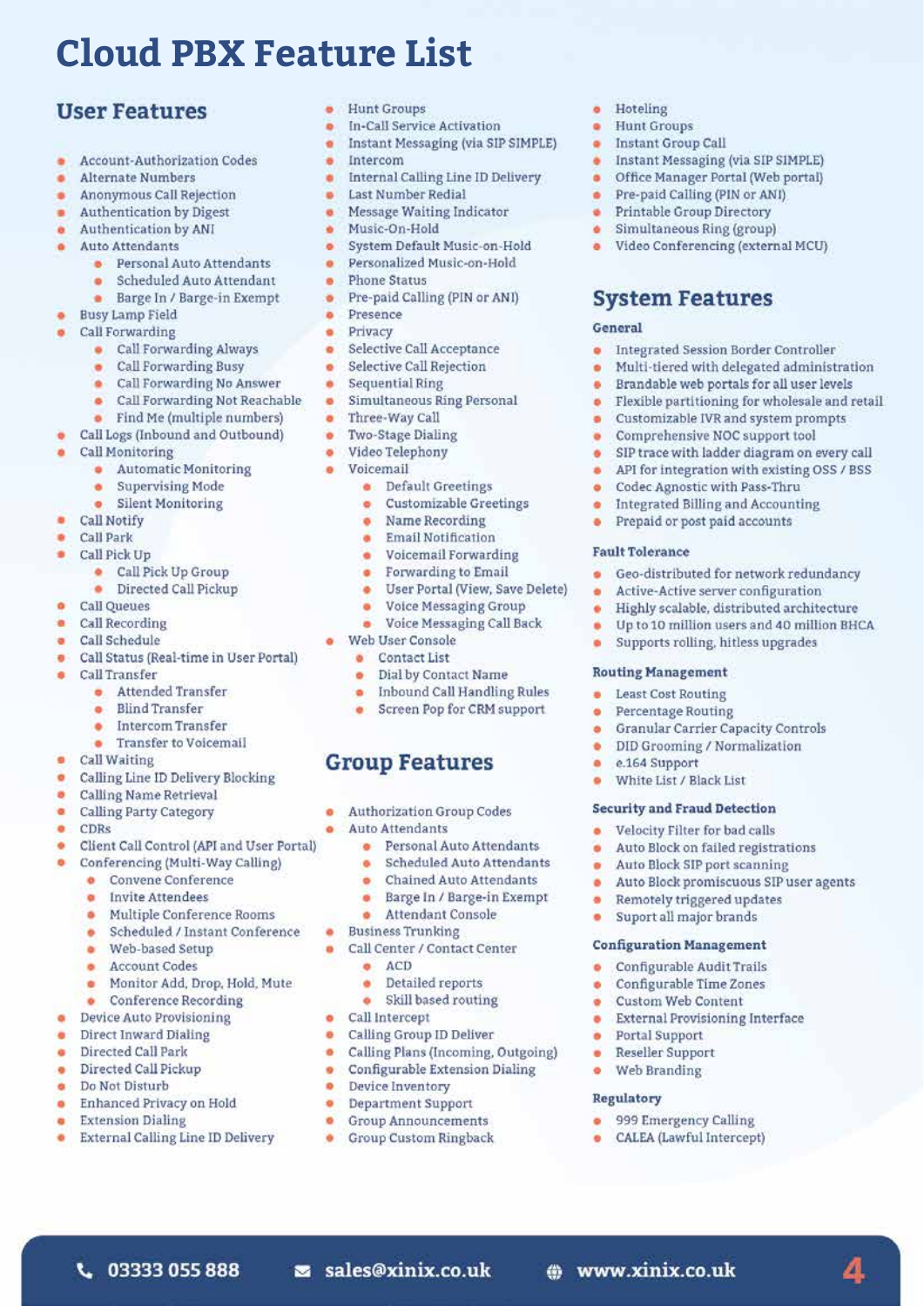# Cloud PBX Feature List

## User Features

- Account-Authorization Codes
- Alternate Numbers
- Anonymous Call Rejection
- Authentication by Digest
- Authentication by ANI
- Auto Attendants
  - Personal Auto Attendants
  - Scheduled Auto Attendant
  - Barge In / Barge-in Exempt
- Busy Lamp Field
- Call Forwarding
  - Call Forwarding Always
  - Call Forwarding Busy
  - Call Forwarding No Answer
  - Call Forwarding Not Reachable
  - Find Me (multiple numbers)
- Call Logs (Inbound and Outbound)
- Call Monitoring
  - Automatic Monitoring
  - Supervising Mode
  - Silent Monitoring
- Call Notify
- Call Park
- Call Pick Up
  - Call Pick Up Group
  - Directed Call Pickup
- Call Queues
- Call Recording
- Call Schedule
- Call Status (Real-time in User Portal)
- Call Transfer
  - Attended Transfer
  - Blind Transfer
  - Intercom Transfer
  - Transfer to Voicemail
- Call Waiting
- Calling Line ID Delivery Blocking
- Calling Name Retrieval
- Calling Party Category
- CDRs
- Client Call Control (API and User Portal)
- Conferencing (Multi-Way Calling)
  - Convene Conference
  - Invite Attendees
  - Multiple Conference Rooms
  - Scheduled / Instant Conference
  - Web-based Setup
  - Account Codes
  - Monitor Add, Drop, Hold, Mute
  - Conference Recording
- Device Auto Provisioning
- Direct Inward Dialing
- Directed Call Park
- Directed Call Pickup
- Do Not Disturb
- Enhanced Privacy on Hold
- Extension Dialing
- External Calling Line ID Delivery
- Hunt Groups
- In-Call Service Activation
- Instant Messaging (via SIP SIMPLE)
- Intercom
- Internal Calling Line ID Delivery
- Last Number Redial
- Message Waiting Indicator
- Music-On-Hold
- System Default Music-on-Hold
- Personalized Music-on-Hold
- Phone Status
- Pre-paid Calling (PIN or ANI)
- Presence
- Privacy
- Selective Call Acceptance
- Selective Call Rejection
- Sequential Ring
- Simultaneous Ring Personal
- Three-Way Call
- Two-Stage Dialing
- Video Telephony
- Voicemail
  - Default Greetings
  - Customizable Greetings
  - Name Recording
  - Email Notification
  - Voicemail Forwarding
  - Forwarding to Email
  - User Portal (View, Save Delete)
  - Voice Messaging Group
  - Voice Messaging Call Back
- Web User Console
  - Contact List
  - Dial by Contact Name
  - Inbound Call Handling Rules
  - Screen Pop for CRM support

## Group Features

- Authorization Group Codes
- Auto Attendants
  - Personal Auto Attendants
  - Scheduled Auto Attendants
  - Chained Auto Attendants
  - Barge In / Barge-in Exempt
  - Attendant Console
- Business Trunking
- Call Center / Contact Center
  - ACD
  - Detailed reports
  - Skill based routing
- Call Intercept
- Calling Group ID Deliver
- Calling Plans (Incoming, Outgoing)
- Configurable Extension Dialing
- Device Inventory
- Department Support
- Group Announcements
- Group Custom Ringback
- Hoteling
- Hunt Groups
- Instant Group Call
- Instant Messaging (via SIP SIMPLE)
- Office Manager Portal (Web portal)
- Pre-paid Calling (PIN or ANI)
- Printable Group Directory
- Simultaneous Ring (group)
- Video Conferencing (external MCU)

## System Features

### General

- Integrated Session Border Controller
- Multi-tiered with delegated administration
- Brandable web portals for all user levels
- Flexible partitioning for wholesale and retail
- Customizable IVR and system prompts
- Comprehensive NOC support tool
- SIP trace with ladder diagram on every call
- API for integration with existing OSS / BSS
- Codec Agnostic with Pass-Thru
- Integrated Billing and Accounting
- Prepaid or post paid accounts

### Fault Tolerance

- Geo-distributed for network redundancy
- Active-Active server configuration
- Highly scalable, distributed architecture
- Up to 10 million users and 40 million BHCA
- Supports rolling, hitless upgrades

### Routing Management

- Least Cost Routing
- Percentage Routing
- Granular Carrier Capacity Controls
- DID Grooming / Normalization
- e.164 Support
- White List / Black List

### Security and Fraud Detection

- Velocity Filter for bad calls
- Auto Block on failed registrations
- Auto Block SIP port scanning
- Auto Block promiscuous SIP user agents
- Remotely triggered updates
- Suport all major brands

### Configuration Management

- Configurable Audit Trails
- Configurable Time Zones
- Custom Web Content
- External Provisioning Interface
- Portal Support
- Reseller Support
- Web Branding

### Regulatory

- 999 Emergency Calling
- CALEA (Lawful Intercept)

03333 055 888 | sales@xinix.co.uk | www.xinix.co.uk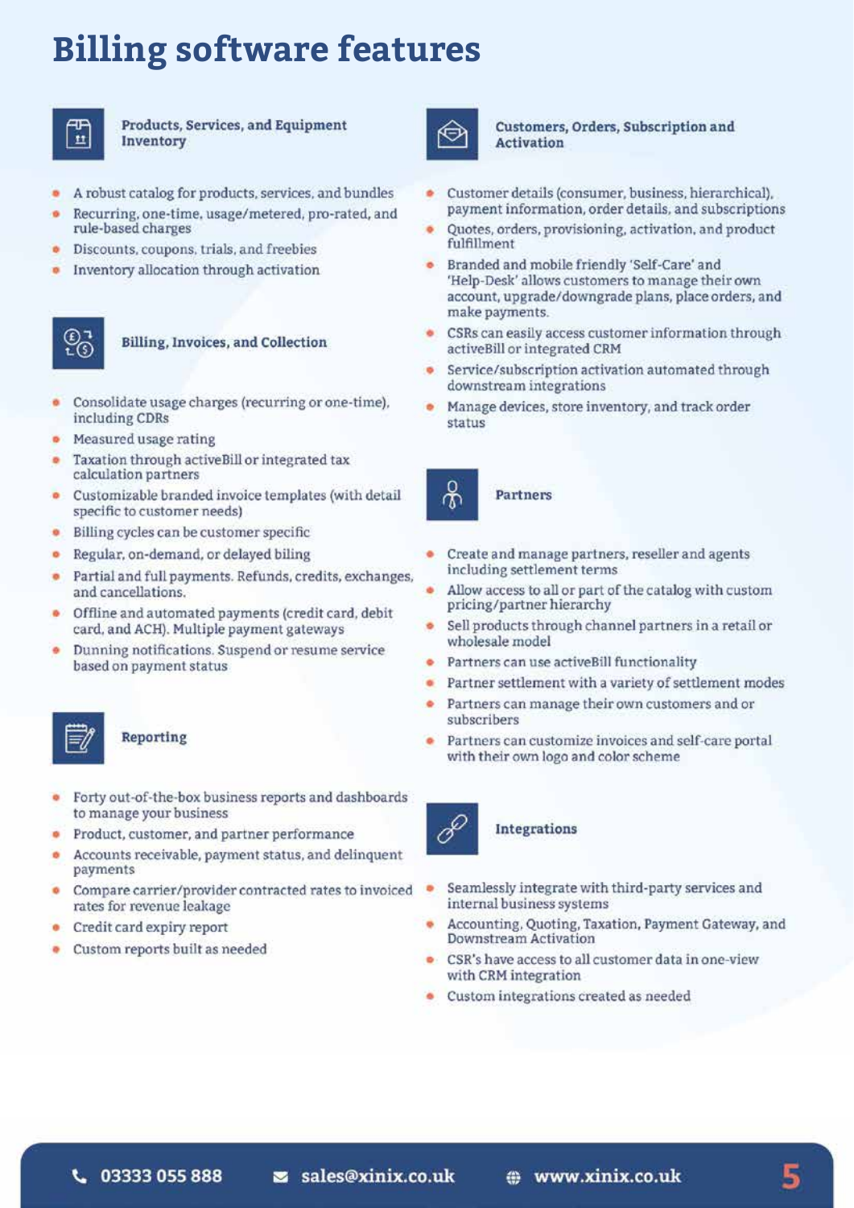# Billing software features

### Products, Services, and Equipment Inventory

- A robust catalog for products, services, and bundles
- Recurring, one-time, usage/metered, pro-rated, and rule-based charges
- Discounts, coupons, trials, and freebies
- Inventory allocation through activation

### Billing, Invoices, and Collection

- Consolidate usage charges (recurring or one-time), including CDRs
- Measured usage rating
- Taxation through activeBill or integrated tax calculation partners
- Customizable branded invoice templates (with detail specific to customer needs)
- Billing cycles can be customer specific
- Regular, on-demand, or delayed biling
- Partial and full payments. Refunds, credits, exchanges, and cancellations.
- Offline and automated payments (credit card, debit card, and ACH). Multiple payment gateways
- Dunning notifications. Suspend or resume service based on payment status

### Reporting

- Forty out-of-the-box business reports and dashboards to manage your business
- Product, customer, and partner performance
- Accounts receivable, payment status, and delinquent payments
- Compare carrier/provider contracted rates to invoiced rates for revenue leakage
- Credit card expiry report
- Custom reports built as needed

### Customers, Orders, Subscription and Activation

- Customer details (consumer, business, hierarchical), payment information, order details, and subscriptions
- Quotes, orders, provisioning, activation, and product fulfillment
- Branded and mobile friendly 'Self-Care' and 'Help-Desk' allows customers to manage their own account, upgrade/downgrade plans, place orders, and make payments.
- CSRs can easily access customer information through activeBill or integrated CRM
- Service/subscription activation automated through downstream integrations
- Manage devices, store inventory, and track order status

### Partners

- Create and manage partners, reseller and agents including settlement terms
- Allow access to all or part of the catalog with custom pricing/partner hierarchy
- Sell products through channel partners in a retail or wholesale model
- Partners can use activeBill functionality
- Partner settlement with a variety of settlement modes
- Partners can manage their own customers and or subscribers
- Partners can customize invoices and self-care portal with their own logo and color scheme

### Integrations

- Seamlessly integrate with third-party services and internal business systems
- Accounting, Quoting, Taxation, Payment Gateway, and Downstream Activation
- CSR's have access to all customer data in one-view with CRM integration
- Custom integrations created as needed

03333 055 888 sales@xinix.co.uk www.xinix.co.uk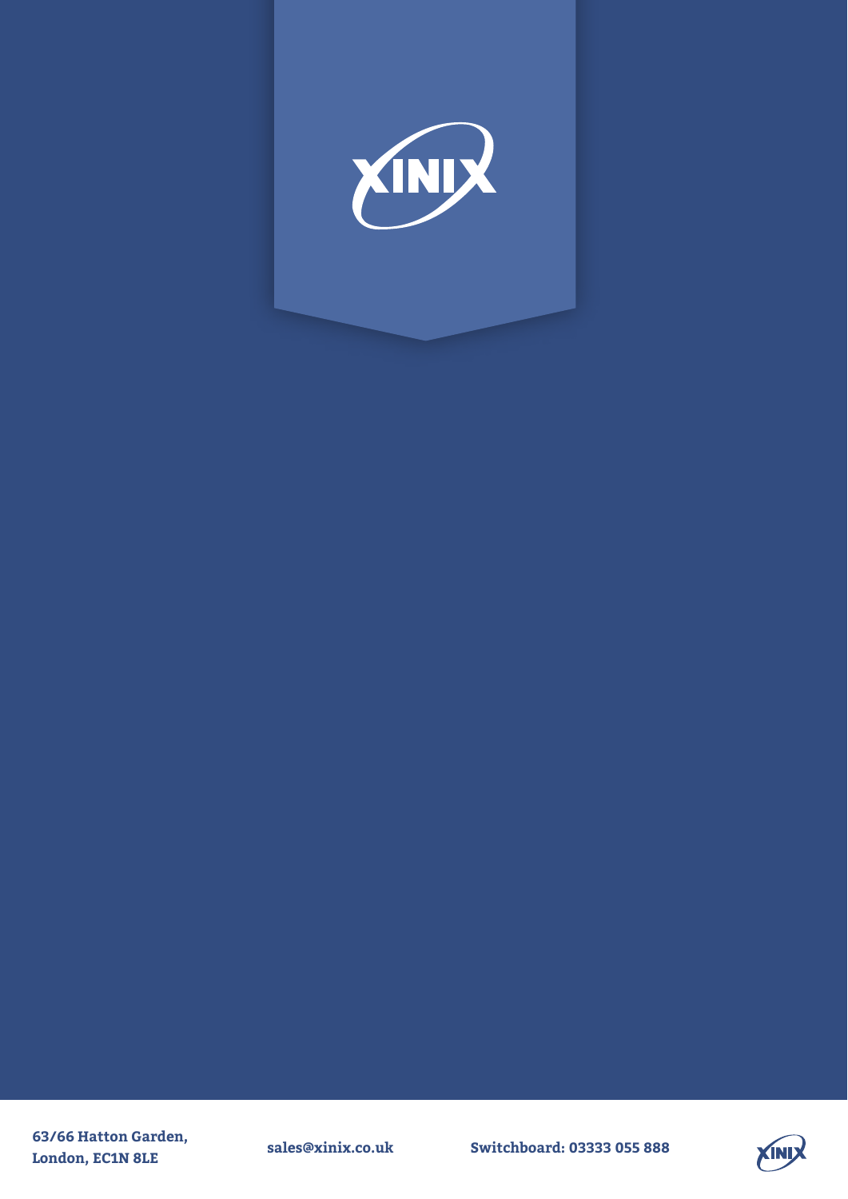63/66 Hatton Garden,
London, EC1N 8LE

sales@xinix.co.uk

Switchboard: 03333 055 888